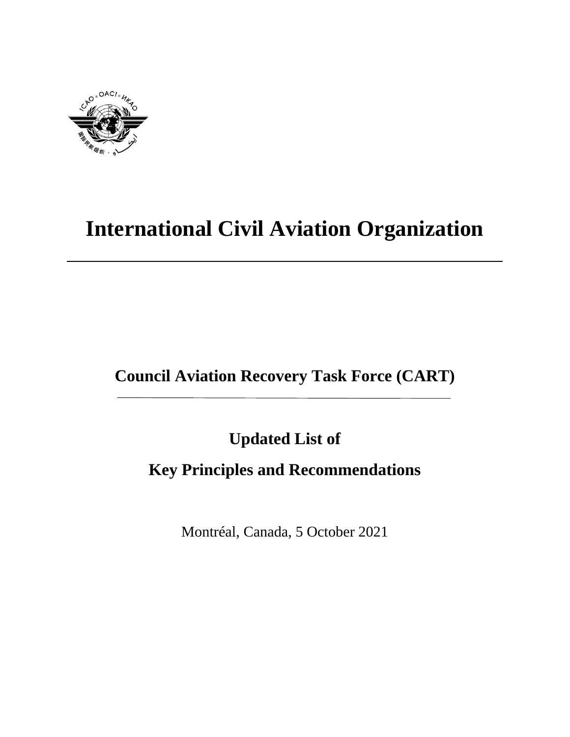# International Civil Aviation Organization

---

## Council Aviation Recovery Task Force (CART)

---

## Updated List of

## Key Principles and Recommendations

Montréal, Canada, 5 October 2021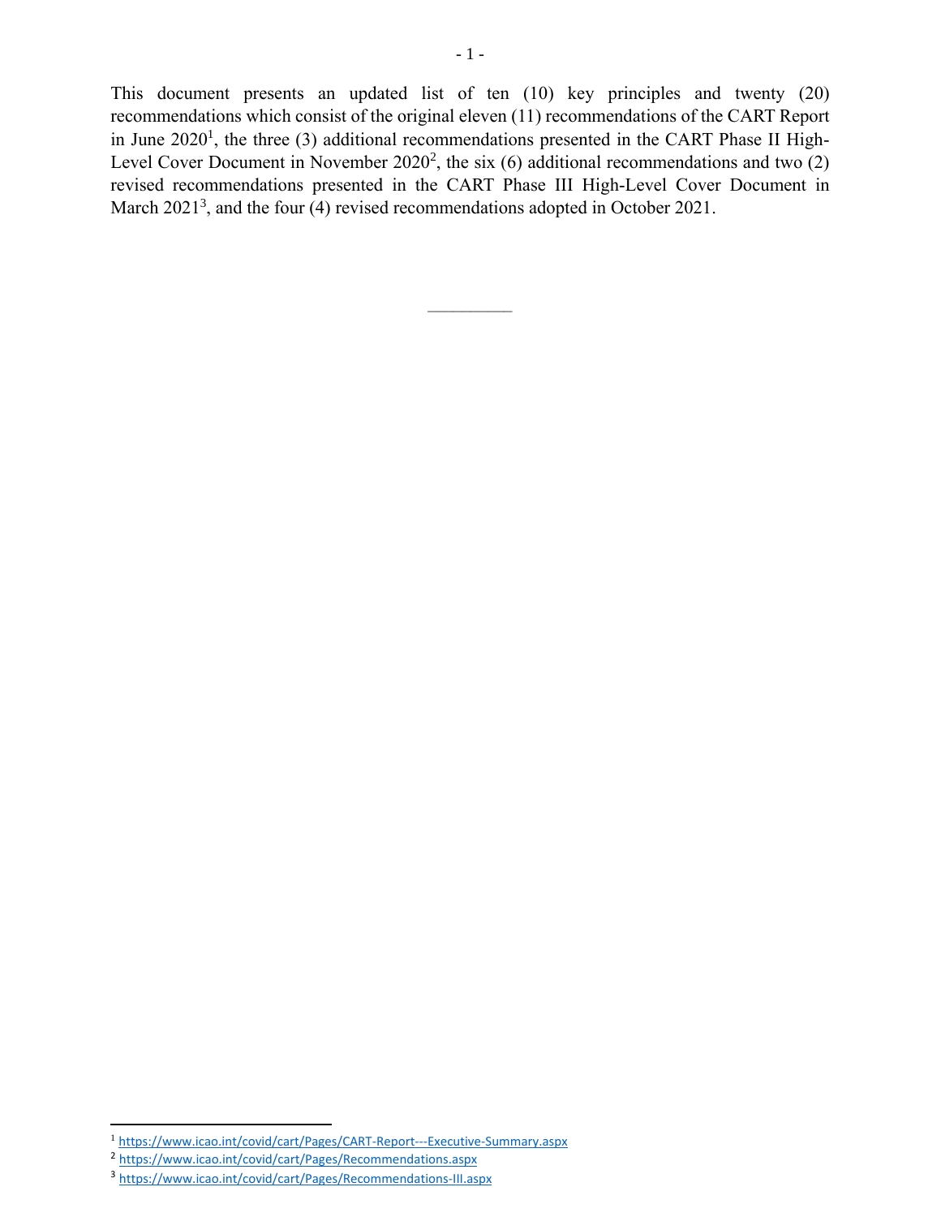This document presents an updated list of ten (10) key principles and twenty (20) recommendations which consist of the original eleven (11) recommendations of the CART Report in June 2020[1], the three (3) additional recommendations presented in the CART Phase II High-Level Cover Document in November 2020[2], the six (6) additional recommendations and two (2) revised recommendations presented in the CART Phase III High-Level Cover Document in March 2021[3], and the four (4) revised recommendations adopted in October 2021.

---

[1] https://www.icao.int/covid/cart/Pages/CART-Report---Executive-Summary.aspx

[2] https://www.icao.int/covid/cart/Pages/Recommendations.aspx

[3] https://www.icao.int/covid/cart/Pages/Recommendations-III.aspx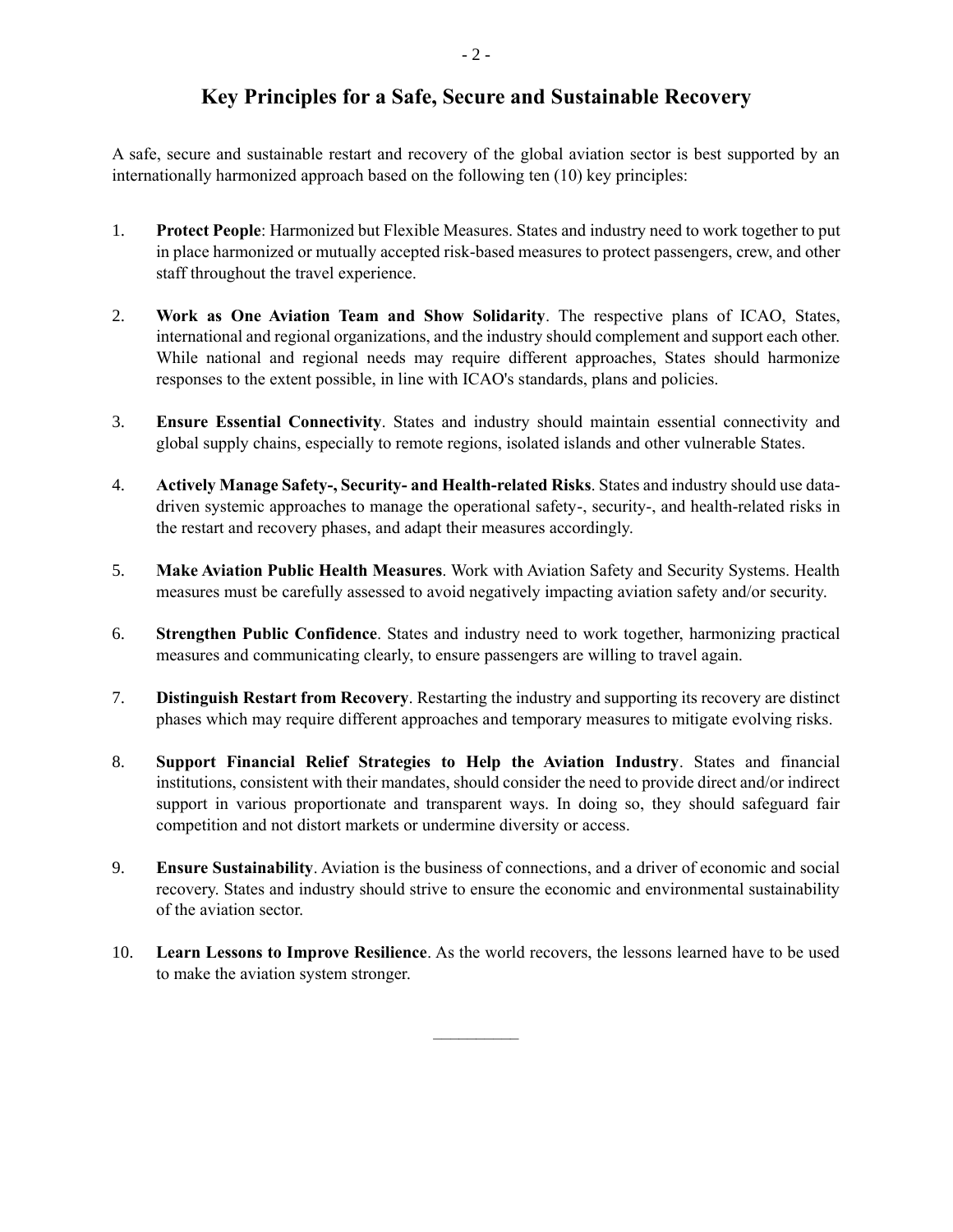## Key Principles for a Safe, Secure and Sustainable Recovery

A safe, secure and sustainable restart and recovery of the global aviation sector is best supported by an internationally harmonized approach based on the following ten (10) key principles:

1. **Protect People**: Harmonized but Flexible Measures. States and industry need to work together to put in place harmonized or mutually accepted risk-based measures to protect passengers, crew, and other staff throughout the travel experience.

2. **Work as One Aviation Team and Show Solidarity**. The respective plans of ICAO, States, international and regional organizations, and the industry should complement and support each other. While national and regional needs may require different approaches, States should harmonize responses to the extent possible, in line with ICAO's standards, plans and policies.

3. **Ensure Essential Connectivity**. States and industry should maintain essential connectivity and global supply chains, especially to remote regions, isolated islands and other vulnerable States.

4. **Actively Manage Safety-, Security- and Health-related Risks**. States and industry should use data-driven systemic approaches to manage the operational safety-, security-, and health-related risks in the restart and recovery phases, and adapt their measures accordingly.

5. **Make Aviation Public Health Measures**. Work with Aviation Safety and Security Systems. Health measures must be carefully assessed to avoid negatively impacting aviation safety and/or security.

6. **Strengthen Public Confidence**. States and industry need to work together, harmonizing practical measures and communicating clearly, to ensure passengers are willing to travel again.

7. **Distinguish Restart from Recovery**. Restarting the industry and supporting its recovery are distinct phases which may require different approaches and temporary measures to mitigate evolving risks.

8. **Support Financial Relief Strategies to Help the Aviation Industry**. States and financial institutions, consistent with their mandates, should consider the need to provide direct and/or indirect support in various proportionate and transparent ways. In doing so, they should safeguard fair competition and not distort markets or undermine diversity or access.

9. **Ensure Sustainability**. Aviation is the business of connections, and a driver of economic and social recovery. States and industry should strive to ensure the economic and environmental sustainability of the aviation sector.

10. **Learn Lessons to Improve Resilience**. As the world recovers, the lessons learned have to be used to make the aviation system stronger.

---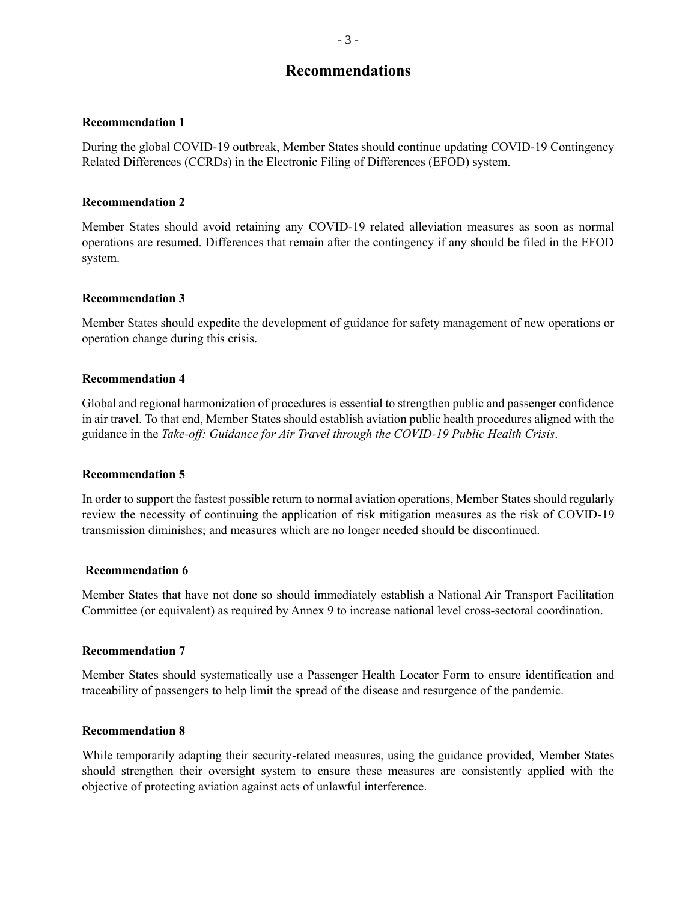# Recommendations

**Recommendation 1**

During the global COVID-19 outbreak, Member States should continue updating COVID-19 Contingency Related Differences (CCRDs) in the Electronic Filing of Differences (EFOD) system.

**Recommendation 2**

Member States should avoid retaining any COVID-19 related alleviation measures as soon as normal operations are resumed. Differences that remain after the contingency if any should be filed in the EFOD system.

**Recommendation 3**

Member States should expedite the development of guidance for safety management of new operations or operation change during this crisis.

**Recommendation 4**

Global and regional harmonization of procedures is essential to strengthen public and passenger confidence in air travel. To that end, Member States should establish aviation public health procedures aligned with the guidance in the *Take-off: Guidance for Air Travel through the COVID-19 Public Health Crisis*.

**Recommendation 5**

In order to support the fastest possible return to normal aviation operations, Member States should regularly review the necessity of continuing the application of risk mitigation measures as the risk of COVID-19 transmission diminishes; and measures which are no longer needed should be discontinued.

**Recommendation 6**

Member States that have not done so should immediately establish a National Air Transport Facilitation Committee (or equivalent) as required by Annex 9 to increase national level cross-sectoral coordination.

**Recommendation 7**

Member States should systematically use a Passenger Health Locator Form to ensure identification and traceability of passengers to help limit the spread of the disease and resurgence of the pandemic.

**Recommendation 8**

While temporarily adapting their security-related measures, using the guidance provided, Member States should strengthen their oversight system to ensure these measures are consistently applied with the objective of protecting aviation against acts of unlawful interference.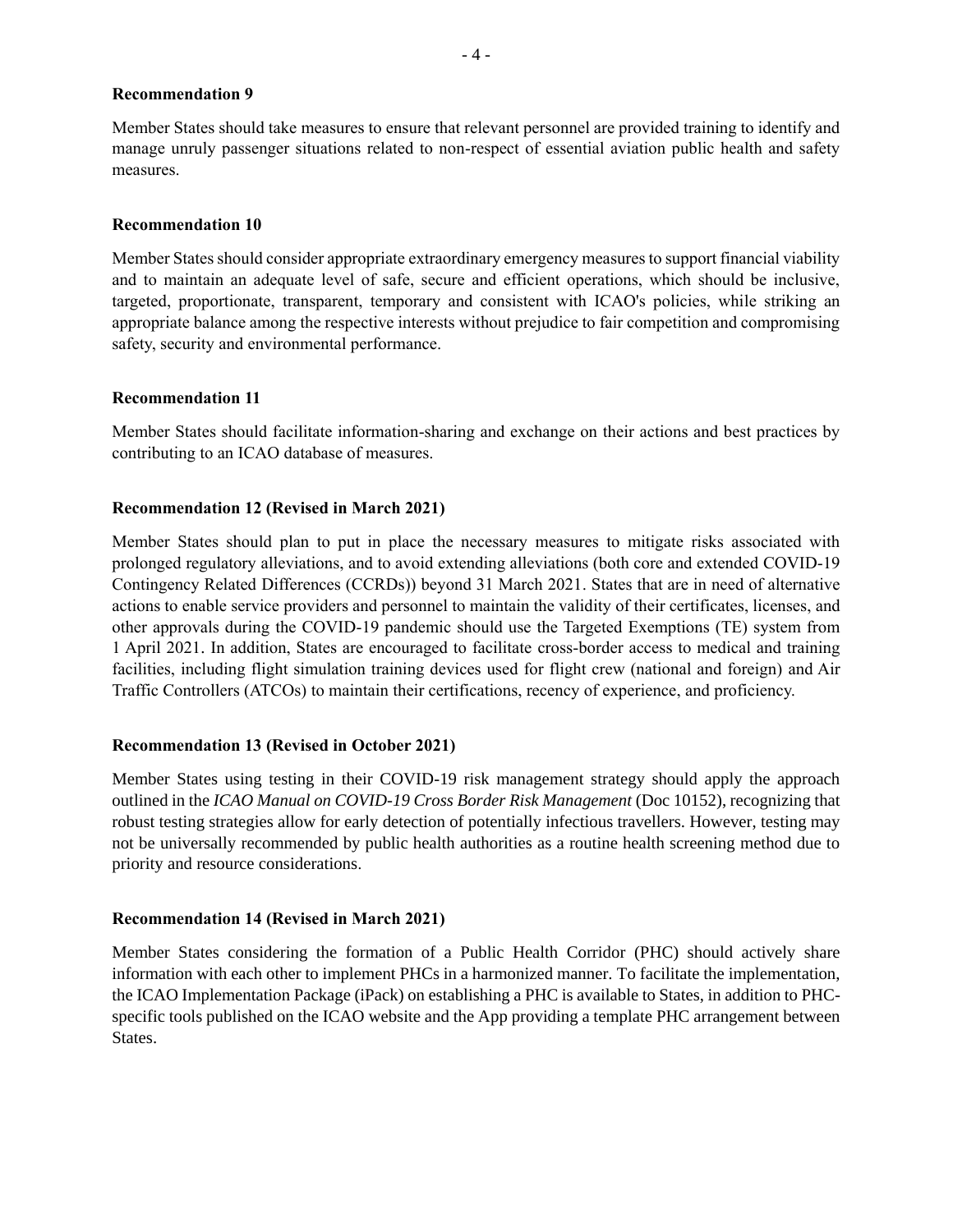**Recommendation 9**

Member States should take measures to ensure that relevant personnel are provided training to identify and manage unruly passenger situations related to non-respect of essential aviation public health and safety measures.

**Recommendation 10**

Member States should consider appropriate extraordinary emergency measures to support financial viability and to maintain an adequate level of safe, secure and efficient operations, which should be inclusive, targeted, proportionate, transparent, temporary and consistent with ICAO's policies, while striking an appropriate balance among the respective interests without prejudice to fair competition and compromising safety, security and environmental performance.

**Recommendation 11**

Member States should facilitate information-sharing and exchange on their actions and best practices by contributing to an ICAO database of measures.

**Recommendation 12 (Revised in March 2021)**

Member States should plan to put in place the necessary measures to mitigate risks associated with prolonged regulatory alleviations, and to avoid extending alleviations (both core and extended COVID-19 Contingency Related Differences (CCRDs)) beyond 31 March 2021. States that are in need of alternative actions to enable service providers and personnel to maintain the validity of their certificates, licenses, and other approvals during the COVID-19 pandemic should use the Targeted Exemptions (TE) system from 1 April 2021. In addition, States are encouraged to facilitate cross-border access to medical and training facilities, including flight simulation training devices used for flight crew (national and foreign) and Air Traffic Controllers (ATCOs) to maintain their certifications, recency of experience, and proficiency.

**Recommendation 13 (Revised in October 2021)**

Member States using testing in their COVID-19 risk management strategy should apply the approach outlined in the *ICAO Manual on COVID-19 Cross Border Risk Management* (Doc 10152), recognizing that robust testing strategies allow for early detection of potentially infectious travellers. However, testing may not be universally recommended by public health authorities as a routine health screening method due to priority and resource considerations.

**Recommendation 14 (Revised in March 2021)**

Member States considering the formation of a Public Health Corridor (PHC) should actively share information with each other to implement PHCs in a harmonized manner. To facilitate the implementation, the ICAO Implementation Package (iPack) on establishing a PHC is available to States, in addition to PHC-specific tools published on the ICAO website and the App providing a template PHC arrangement between States.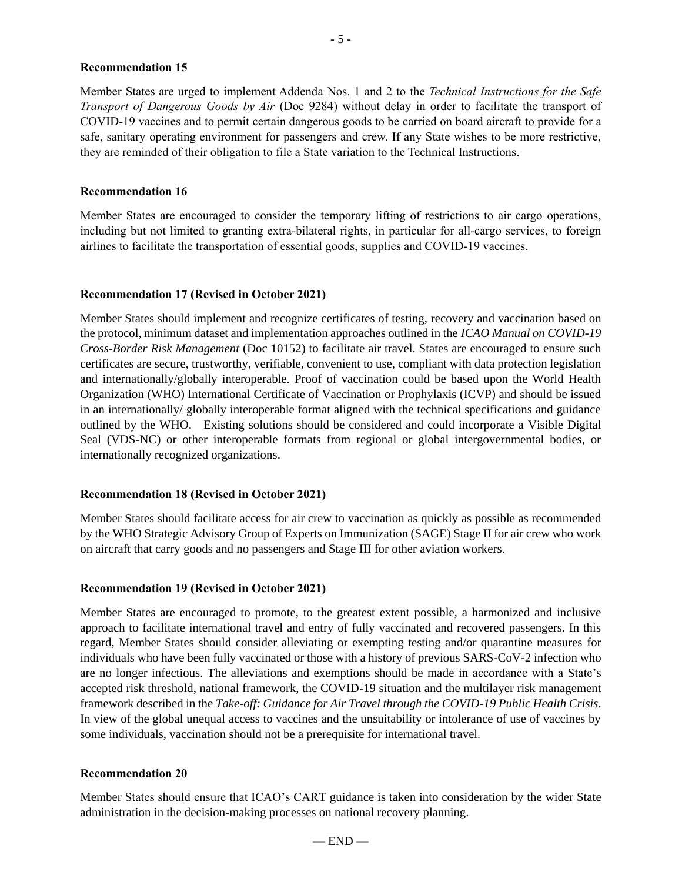**Recommendation 15**

Member States are urged to implement Addenda Nos. 1 and 2 to the *Technical Instructions for the Safe Transport of Dangerous Goods by Air* (Doc 9284) without delay in order to facilitate the transport of COVID-19 vaccines and to permit certain dangerous goods to be carried on board aircraft to provide for a safe, sanitary operating environment for passengers and crew. If any State wishes to be more restrictive, they are reminded of their obligation to file a State variation to the Technical Instructions.

**Recommendation 16**

Member States are encouraged to consider the temporary lifting of restrictions to air cargo operations, including but not limited to granting extra-bilateral rights, in particular for all-cargo services, to foreign airlines to facilitate the transportation of essential goods, supplies and COVID-19 vaccines.

**Recommendation 17 (Revised in October 2021)**

Member States should implement and recognize certificates of testing, recovery and vaccination based on the protocol, minimum dataset and implementation approaches outlined in the *ICAO Manual on COVID-19 Cross-Border Risk Management* (Doc 10152) to facilitate air travel. States are encouraged to ensure such certificates are secure, trustworthy, verifiable, convenient to use, compliant with data protection legislation and internationally/globally interoperable. Proof of vaccination could be based upon the World Health Organization (WHO) International Certificate of Vaccination or Prophylaxis (ICVP) and should be issued in an internationally/ globally interoperable format aligned with the technical specifications and guidance outlined by the WHO. Existing solutions should be considered and could incorporate a Visible Digital Seal (VDS-NC) or other interoperable formats from regional or global intergovernmental bodies, or internationally recognized organizations.

**Recommendation 18 (Revised in October 2021)**

Member States should facilitate access for air crew to vaccination as quickly as possible as recommended by the WHO Strategic Advisory Group of Experts on Immunization (SAGE) Stage II for air crew who work on aircraft that carry goods and no passengers and Stage III for other aviation workers.

**Recommendation 19 (Revised in October 2021)**

Member States are encouraged to promote, to the greatest extent possible, a harmonized and inclusive approach to facilitate international travel and entry of fully vaccinated and recovered passengers. In this regard, Member States should consider alleviating or exempting testing and/or quarantine measures for individuals who have been fully vaccinated or those with a history of previous SARS-CoV-2 infection who are no longer infectious. The alleviations and exemptions should be made in accordance with a State's accepted risk threshold, national framework, the COVID-19 situation and the multilayer risk management framework described in the *Take-off: Guidance for Air Travel through the COVID-19 Public Health Crisis*. In view of the global unequal access to vaccines and the unsuitability or intolerance of use of vaccines by some individuals, vaccination should not be a prerequisite for international travel.

**Recommendation 20**

Member States should ensure that ICAO's CART guidance is taken into consideration by the wider State administration in the decision-making processes on national recovery planning.

— END —